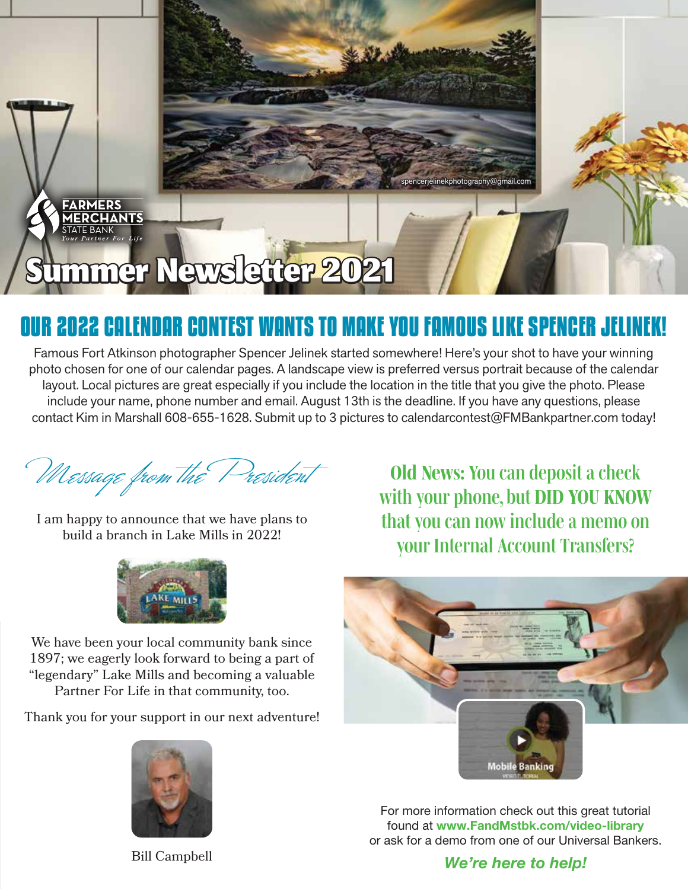# Summer Newsletter 2021

spencerjelinekphotography@gmail.com

FARMERS MERCHANTS STATE BANK
*Your Partner For Life*

## OUR 2022 CALENDAR CONTEST WANTS TO MAKE YOU FAMOUS LIKE SPENCER JELINEK!

Famous Fort Atkinson photographer Spencer Jelinek started somewhere! Here's your shot to have your winning photo chosen for one of our calendar pages. A landscape view is preferred versus portrait because of the calendar layout. Local pictures are great especially if you include the location in the title that you give the photo. Please include your name, phone number and email. August 13th is the deadline. If you have any questions, please contact Kim in Marshall 608-655-1628. Submit up to 3 pictures to calendarcontest@FMBankpartner.com today!

## *Message from the President*

I am happy to announce that we have plans to build a branch in Lake Mills in 2022!

We have been your local community bank since 1897; we eagerly look forward to being a part of "legendary" Lake Mills and becoming a valuable Partner For Life in that community, too.

Thank you for your support in our next adventure!

Bill Campbell

## Old News: You can deposit a check with your phone, but **DID YOU KNOW** that you can now include a memo on your Internal Account Transfers?

Mobile Banking
VIDEO TUTORIAL

For more information check out this great tutorial found at **www.FandMstbk.com/video-library** or ask for a demo from one of our Universal Bankers.

***We're here to help!***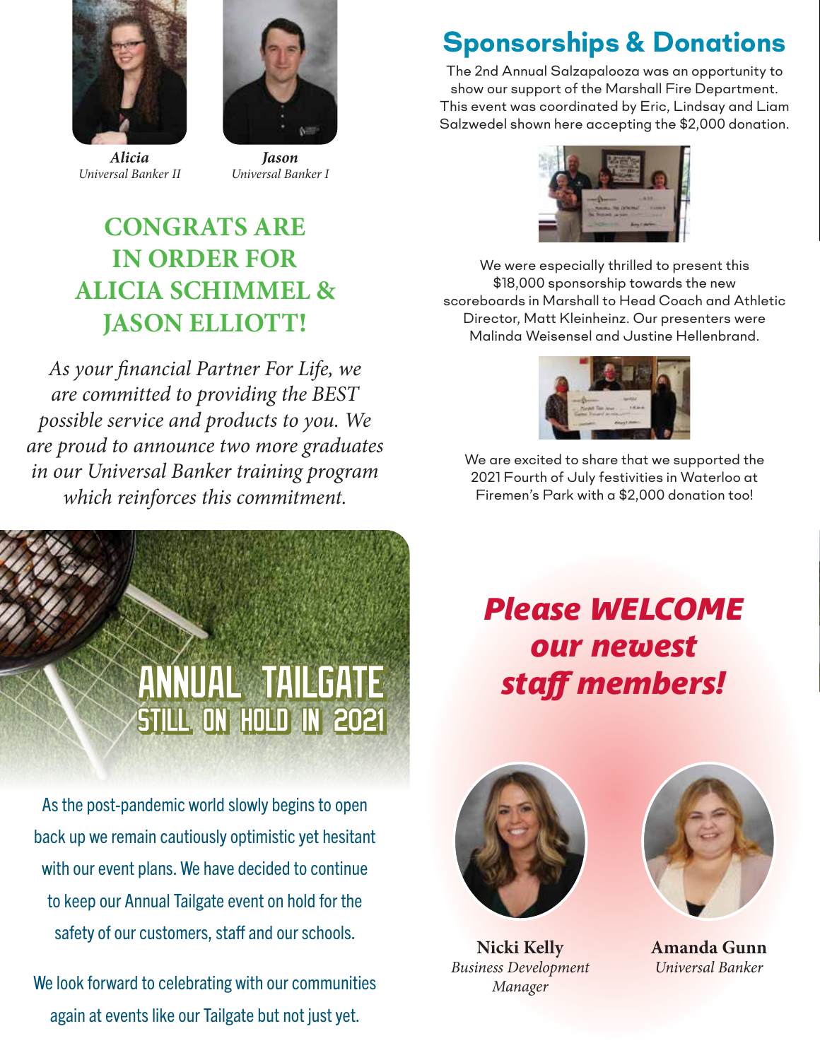**Alicia**
*Universal Banker II*

**Jason**
*Universal Banker I*

## CONGRATS ARE IN ORDER FOR ALICIA SCHIMMEL & JASON ELLIOTT!

*As your financial Partner For Life, we are committed to providing the BEST possible service and products to you. We are proud to announce two more graduates in our Universal Banker training program which reinforces this commitment.*

## ANNUAL TAILGATE STILL ON HOLD IN 2021

As the post-pandemic world slowly begins to open back up we remain cautiously optimistic yet hesitant with our event plans. We have decided to continue to keep our Annual Tailgate event on hold for the safety of our customers, staff and our schools.

We look forward to celebrating with our communities again at events like our Tailgate but not just yet.

## Sponsorships & Donations

The 2nd Annual Salzapalooza was an opportunity to show our support of the Marshall Fire Department. This event was coordinated by Eric, Lindsay and Liam Salzwedel shown here accepting the $2,000 donation.

We were especially thrilled to present this $18,000 sponsorship towards the new scoreboards in Marshall to Head Coach and Athletic Director, Matt Kleinheinz. Our presenters were Malinda Weisensel and Justine Hellenbrand.

We are excited to share that we supported the 2021 Fourth of July festivities in Waterloo at Firemen's Park with a $2,000 donation too!

## *Please WELCOME our newest staff members!*

**Nicki Kelly**
*Business Development Manager*

**Amanda Gunn**
*Universal Banker*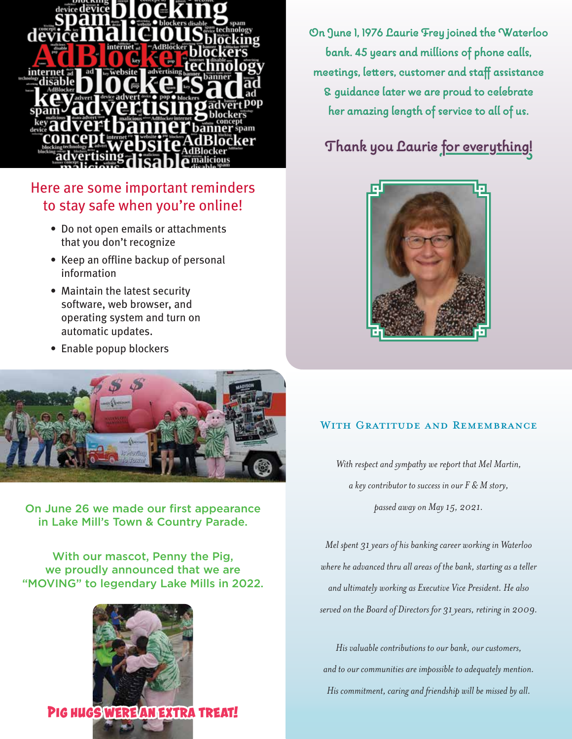## Here are some important reminders to stay safe when you're online!

- Do not open emails or attachments that you don't recognize
- Keep an offline backup of personal information
- Maintain the latest security software, web browser, and operating system and turn on automatic updates.
- Enable popup blockers

On June 26 we made our first appearance in Lake Mill's Town & Country Parade.

With our mascot, Penny the Pig, we proudly announced that we are "MOVING" to legendary Lake Mills in 2022.

PIG HUGS WERE AN EXTRA TREAT!

On June 1, 1976 Laurie Frey joined the Waterloo bank. 45 years and millions of phone calls, meetings, letters, customer and staff assistance & guidance later we are proud to celebrate her amazing length of service to all of us.

**Thank you Laurie for everything!**

## With Gratitude and Remembrance

*With respect and sympathy we report that Mel Martin, a key contributor to success in our F & M story, passed away on May 15, 2021.*

*Mel spent 31 years of his banking career working in Waterloo where he advanced thru all areas of the bank, starting as a teller and ultimately working as Executive Vice President. He also served on the Board of Directors for 31 years, retiring in 2009.*

*His valuable contributions to our bank, our customers, and to our communities are impossible to adequately mention. His commitment, caring and friendship will be missed by all.*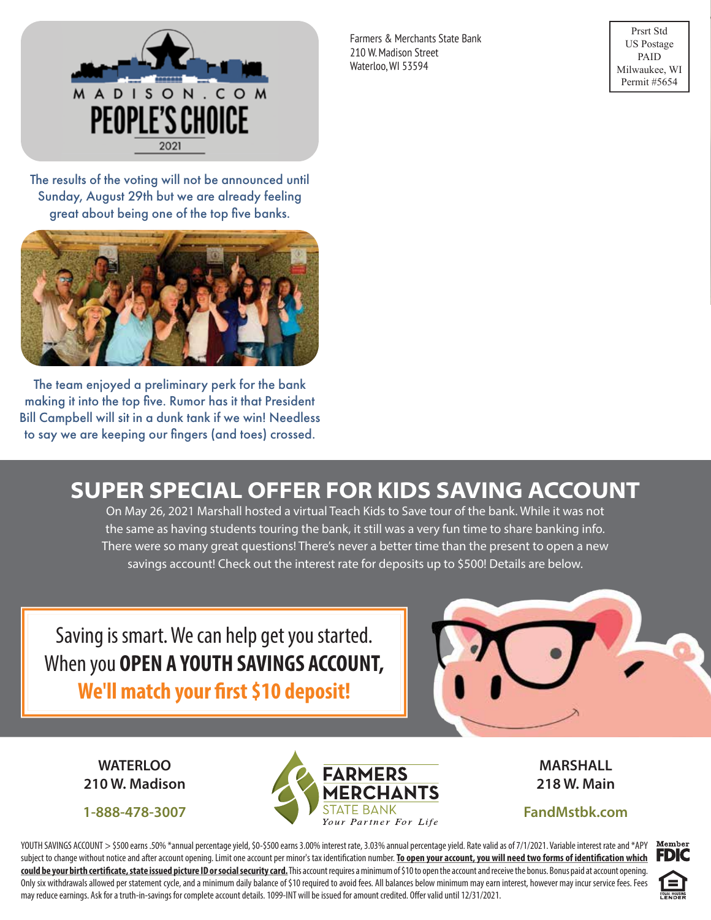MADISON.COM PEOPLE'S CHOICE 2021

Farmers & Merchants State Bank
210 W. Madison Street
Waterloo, WI 53594

Prsrt Std
US Postage
PAID
Milwaukee, WI
Permit #5654

The results of the voting will not be announced until Sunday, August 29th but we are already feeling great about being one of the top five banks.

The team enjoyed a preliminary perk for the bank making it into the top five. Rumor has it that President Bill Campbell will sit in a dunk tank if we win! Needless to say we are keeping our fingers (and toes) crossed.

## SUPER SPECIAL OFFER FOR KIDS SAVING ACCOUNT

On May 26, 2021 Marshall hosted a virtual Teach Kids to Save tour of the bank. While it was not the same as having students touring the bank, it still was a very fun time to share banking info. There were so many great questions! There's never a better time than the present to open a new savings account! Check out the interest rate for deposits up to $500! Details are below.

Saving is smart. We can help get you started.
When you **OPEN A YOUTH SAVINGS ACCOUNT,**
**We'll match your first $10 deposit!**

**WATERLOO**
**210 W. Madison**
**1-888-478-3007**

FARMERS MERCHANTS STATE BANK
*Your Partner For Life*

**MARSHALL**
**218 W. Main**
**FandMstbk.com**

YOUTH SAVINGS ACCOUNT > $500 earns .50% *annual percentage yield, $0-$500 earns 3.00% interest rate, 3.03% annual percentage yield. Rate valid as of 7/1/2021. Variable interest rate and *APY subject to change without notice and after account opening. Limit one account per minor's tax identification number. **To open your account, you will need two forms of identification which could be your birth certificate, state issued picture ID or social security card.** This account requires a minimum of $10 to open the account and receive the bonus. Bonus paid at account opening. Only six withdrawals allowed per statement cycle, and a minimum daily balance of $10 required to avoid fees. All balances below minimum may earn interest, however may incur service fees. Fees may reduce earnings. Ask for a truth-in-savings for complete account details. 1099-INT will be issued for amount credited. Offer valid until 12/31/2021.

Member FDIC

EQUAL HOUSING LENDER